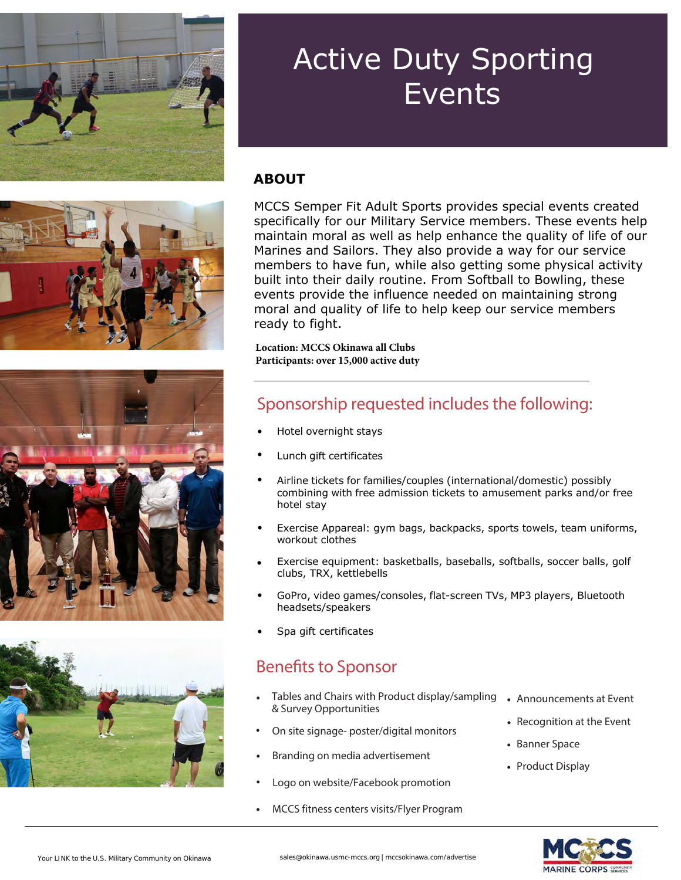# Active Duty Sporting Events

## ABOUT

MCCS Semper Fit Adult Sports provides special events created specifically for our Military Service members. These events help maintain moral as well as help enhance the quality of life of our Marines and Sailors. They also provide a way for our service members to have fun, while also getting some physical activity built into their daily routine. From Softball to Bowling, these events provide the influence needed on maintaining strong moral and quality of life to help keep our service members ready to fight.

**Location: MCCS Okinawa all Clubs**
**Participants: over 15,000 active duty**

## Sponsorship requested includes the following:

- Hotel overnight stays
- Lunch gift certificates
- Airline tickets for families/couples (international/domestic) possibly combining with free admission tickets to amusement parks and/or free hotel stay
- Exercise Appareal: gym bags, backpacks, sports towels, team uniforms, workout clothes
- Exercise equipment: basketballs, baseballs, softballs, soccer balls, golf clubs, TRX, kettlebells
- GoPro, video games/consoles, flat-screen TVs, MP3 players, Bluetooth headsets/speakers
- Spa gift certificates

## Benefits to Sponsor

- Tables and Chairs with Product display/sampling & Survey Opportunities
- On site signage- poster/digital monitors
- Branding on media advertisement
- Logo on website/Facebook promotion
- MCCS fitness centers visits/Flyer Program
- Announcements at Event
- Recognition at the Event
- Banner Space
- Product Display

Your LINK to the U.S. Military Community on Okinawa

sales@okinawa.usmc-mccs.org | mccsokinawa.com/advertise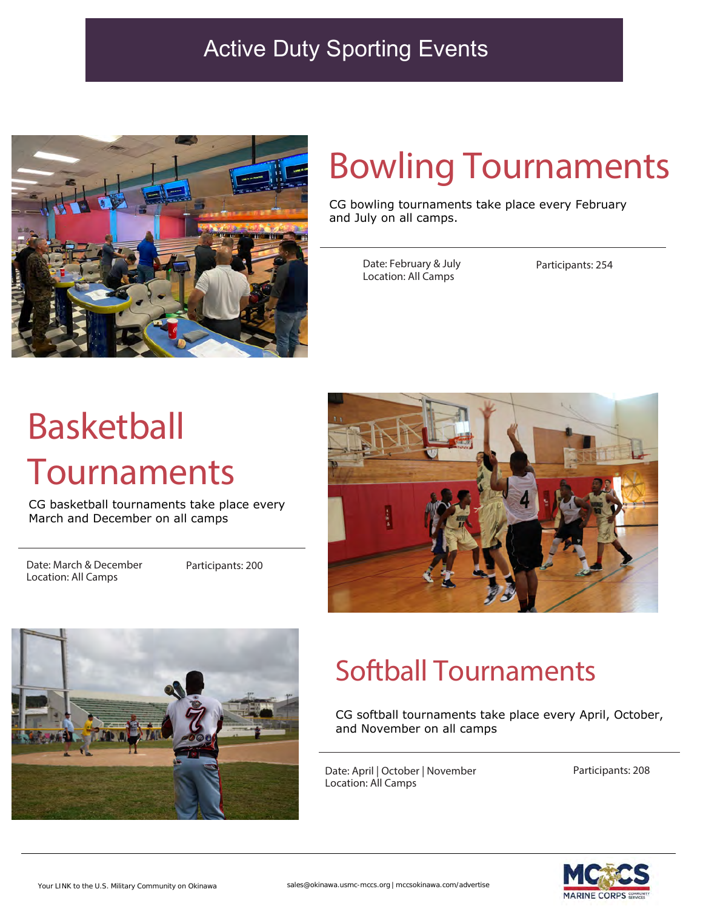# Active Duty Sporting Events

## Bowling Tournaments

CG bowling tournaments take place every February and July on all camps.

Date: February & July
Location: All Camps

Participants: 254

## Basketball Tournaments

CG basketball tournaments take place every March and December on all camps

Date: March & December
Location: All Camps

Participants: 200

## Softball Tournaments

CG softball tournaments take place every April, October, and November on all camps

Date: April | October | November
Location: All Camps

Participants: 208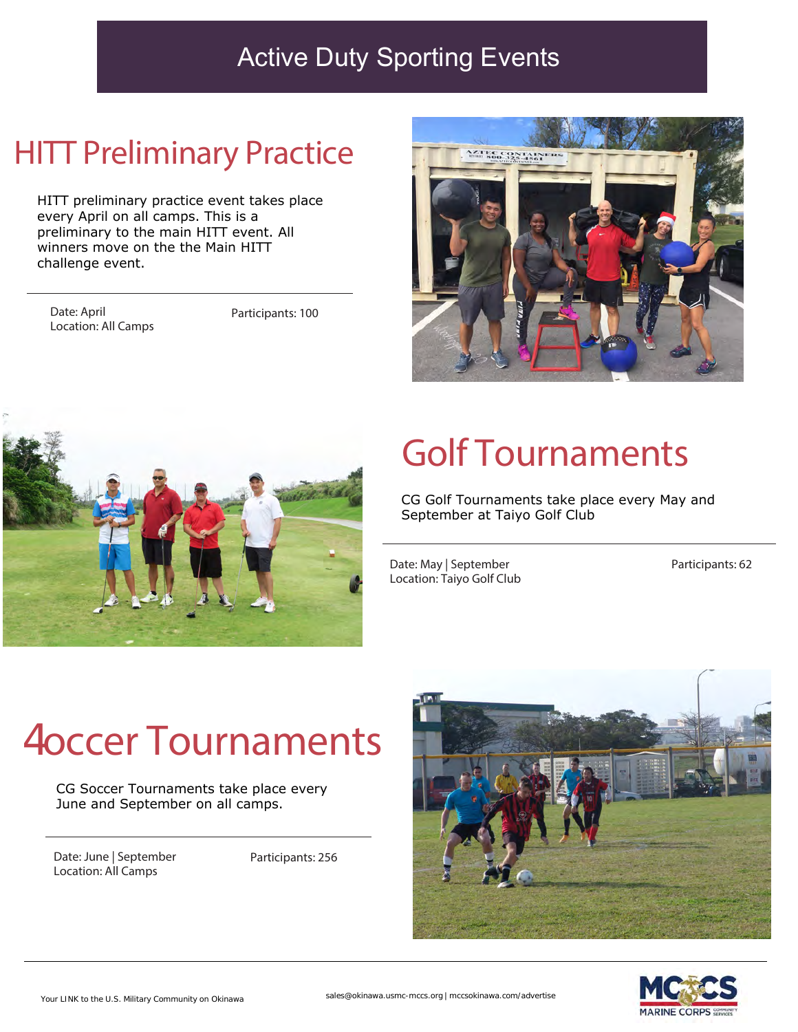# Active Duty Sporting Events

## HITT Preliminary Practice

HITT preliminary practice event takes place every April on all camps. This is a preliminary to the main HITT event. All winners move on the the Main HITT challenge event.

Date: April
Location: All Camps

Participants: 100

## Golf Tournaments

CG Golf Tournaments take place every May and September at Taiyo Golf Club

Date: May | September
Location: Taiyo Golf Club

Participants: 62

## 4occer Tournaments

CG Soccer Tournaments take place every June and September on all camps.

Date: June | September
Location: All Camps

Participants: 256

Your LINK to the U.S. Military Community on Okinawa

sales@okinawa.usmc-mccs.org | mccsokinawa.com/advertise

MCCS MARINE CORPS COMMUNITY SERVICES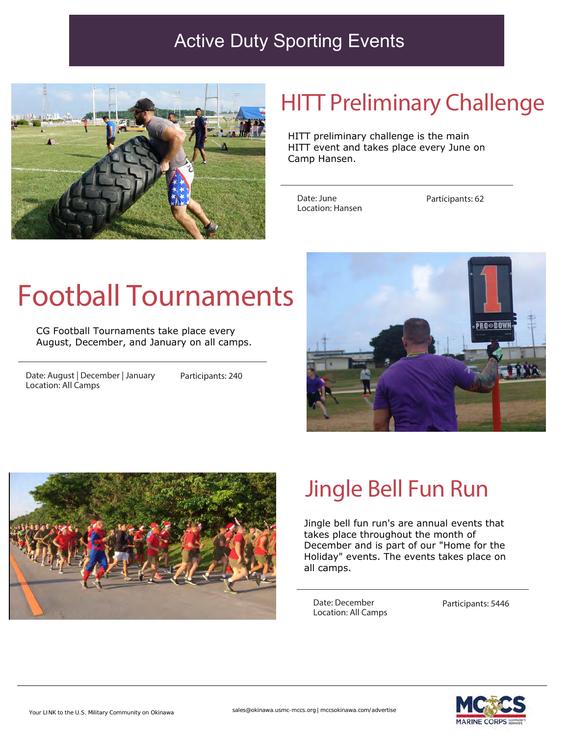# Active Duty Sporting Events

## HITT Preliminary Challenge

HITT preliminary challenge is the main HITT event and takes place every June on Camp Hansen.

Date: June
Location: Hansen

Participants: 62

## Football Tournaments

CG Football Tournaments take place every August, December, and January on all camps.

Date: August | December | January
Location: All Camps

Participants: 240

## Jingle Bell Fun Run

Jingle bell fun run's are annual events that takes place throughout the month of December and is part of our "Home for the Holiday" events. The events takes place on all camps.

Date: December
Location: All Camps

Participants: 5446

Your LINK to the U.S. Military Community on Okinawa

sales@okinawa.usmc-mccs.org | mccsokinawa.com/advertise

MCCS MARINE CORPS COMMUNITY SERVICES